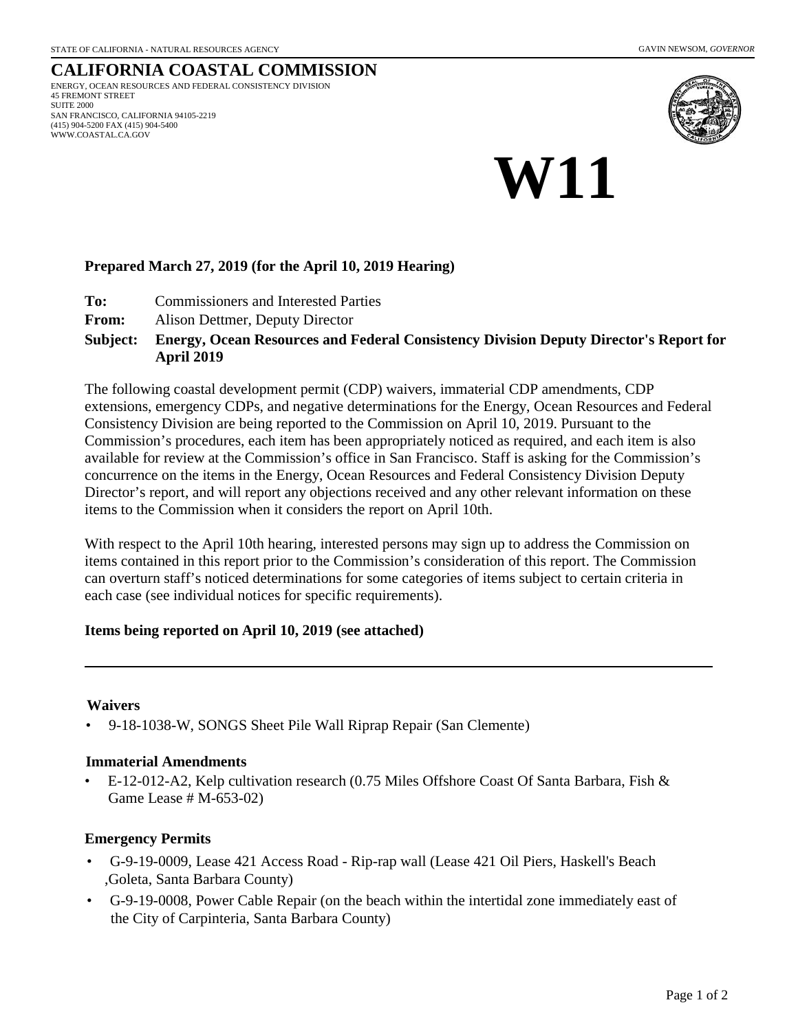STATE OF CALIFORNIA - NATURAL RESOURCES AGENCY

GAVIN NEWSOM, *GOVERNOR*

# CALIFORNIA COASTAL COMMISSION

ENERGY, OCEAN RESOURCES AND FEDERAL CONSISTENCY DIVISION
45 FREMONT STREET
SUITE 2000
SAN FRANCISCO, CALIFORNIA 94105-2219
(415) 904-5200 FAX (415) 904-5400
WWW.COASTAL.CA.GOV

# W11

**Prepared March 27, 2019 (for the April 10, 2019 Hearing)**

**To:** Commissioners and Interested Parties

**From:** Alison Dettmer, Deputy Director

**Subject: Energy, Ocean Resources and Federal Consistency Division Deputy Director's Report for April 2019**

The following coastal development permit (CDP) waivers, immaterial CDP amendments, CDP extensions, emergency CDPs, and negative determinations for the Energy, Ocean Resources and Federal Consistency Division are being reported to the Commission on April 10, 2019. Pursuant to the Commission's procedures, each item has been appropriately noticed as required, and each item is also available for review at the Commission's office in San Francisco. Staff is asking for the Commission's concurrence on the items in the Energy, Ocean Resources and Federal Consistency Division Deputy Director's report, and will report any objections received and any other relevant information on these items to the Commission when it considers the report on April 10th.

With respect to the April 10th hearing, interested persons may sign up to address the Commission on items contained in this report prior to the Commission's consideration of this report. The Commission can overturn staff's noticed determinations for some categories of items subject to certain criteria in each case (see individual notices for specific requirements).

**Items being reported on April 10, 2019 (see attached)**

---

**Waivers**

- 9-18-1038-W, SONGS Sheet Pile Wall Riprap Repair (San Clemente)

**Immaterial Amendments**

- E-12-012-A2, Kelp cultivation research (0.75 Miles Offshore Coast Of Santa Barbara, Fish & Game Lease # M-653-02)

**Emergency Permits**

- G-9-19-0009, Lease 421 Access Road - Rip-rap wall (Lease 421 Oil Piers, Haskell's Beach ,Goleta, Santa Barbara County)
- G-9-19-0008, Power Cable Repair (on the beach within the intertidal zone immediately east of the City of Carpinteria, Santa Barbara County)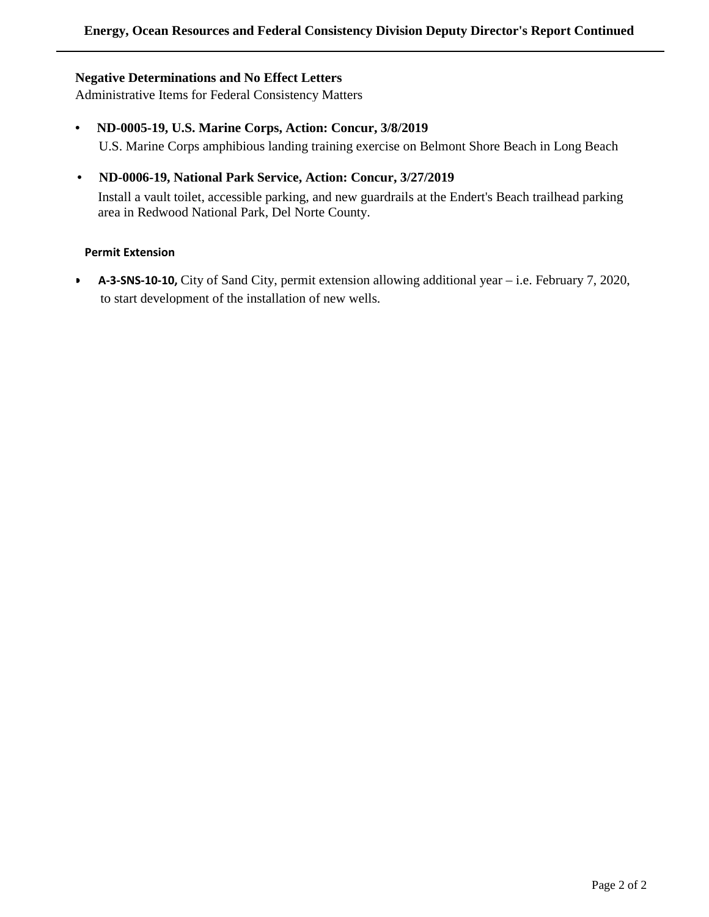## Energy, Ocean Resources and Federal Consistency Division Deputy Director's Report Continued

**Negative Determinations and No Effect Letters**

Administrative Items for Federal Consistency Matters

- **ND-0005-19, U.S. Marine Corps, Action: Concur, 3/8/2019**
  U.S. Marine Corps amphibious landing training exercise on Belmont Shore Beach in Long Beach

- **ND-0006-19, National Park Service, Action: Concur, 3/27/2019**
  Install a vault toilet, accessible parking, and new guardrails at the Endert's Beach trailhead parking area in Redwood National Park, Del Norte County.

**Permit Extension**

- **A-3-SNS-10-10,** City of Sand City, permit extension allowing additional year – i.e. February 7, 2020, to start development of the installation of new wells.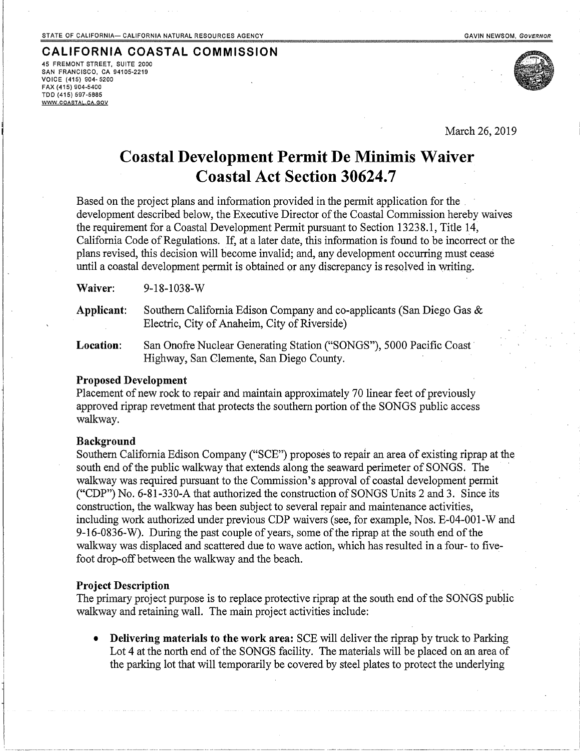STATE OF CALIFORNIA— CALIFORNIA NATURAL RESOURCES AGENCY — GAVIN NEWSOM, *GOVERNOR*

**CALIFORNIA COASTAL COMMISSION**
45 FREMONT STREET, SUITE 2000
SAN FRANCISCO, CA 94105-2219
VOICE (415) 904-5200
FAX (415) 904-5400
TDD (415) 597-5885
WWW.COASTAL.CA.GOV

March 26, 2019

# Coastal Development Permit De Minimis Waiver
# Coastal Act Section 30624.7

Based on the project plans and information provided in the permit application for the development described below, the Executive Director of the Coastal Commission hereby waives the requirement for a Coastal Development Permit pursuant to Section 13238.1, Title 14, California Code of Regulations. If, at a later date, this information is found to be incorrect or the plans revised, this decision will become invalid; and, any development occurring must cease until a coastal development permit is obtained or any discrepancy is resolved in writing.

**Waiver:** 9-18-1038-W

**Applicant:** Southern California Edison Company and co-applicants (San Diego Gas & Electric, City of Anaheim, City of Riverside)

**Location:** San Onofre Nuclear Generating Station ("SONGS"), 5000 Pacific Coast Highway, San Clemente, San Diego County.

**Proposed Development**
Placement of new rock to repair and maintain approximately 70 linear feet of previously approved riprap revetment that protects the southern portion of the SONGS public access walkway.

**Background**
Southern California Edison Company ("SCE") proposes to repair an area of existing riprap at the south end of the public walkway that extends along the seaward perimeter of SONGS. The walkway was required pursuant to the Commission's approval of coastal development permit ("CDP") No. 6-81-330-A that authorized the construction of SONGS Units 2 and 3. Since its construction, the walkway has been subject to several repair and maintenance activities, including work authorized under previous CDP waivers (see, for example, Nos. E-04-001-W and 9-16-0836-W). During the past couple of years, some of the riprap at the south end of the walkway was displaced and scattered due to wave action, which has resulted in a four- to five-foot drop-off between the walkway and the beach.

**Project Description**
The primary project purpose is to replace protective riprap at the south end of the SONGS public walkway and retaining wall. The main project activities include:

- **Delivering materials to the work area:** SCE will deliver the riprap by truck to Parking Lot 4 at the north end of the SONGS facility. The materials will be placed on an area of the parking lot that will temporarily be covered by steel plates to protect the underlying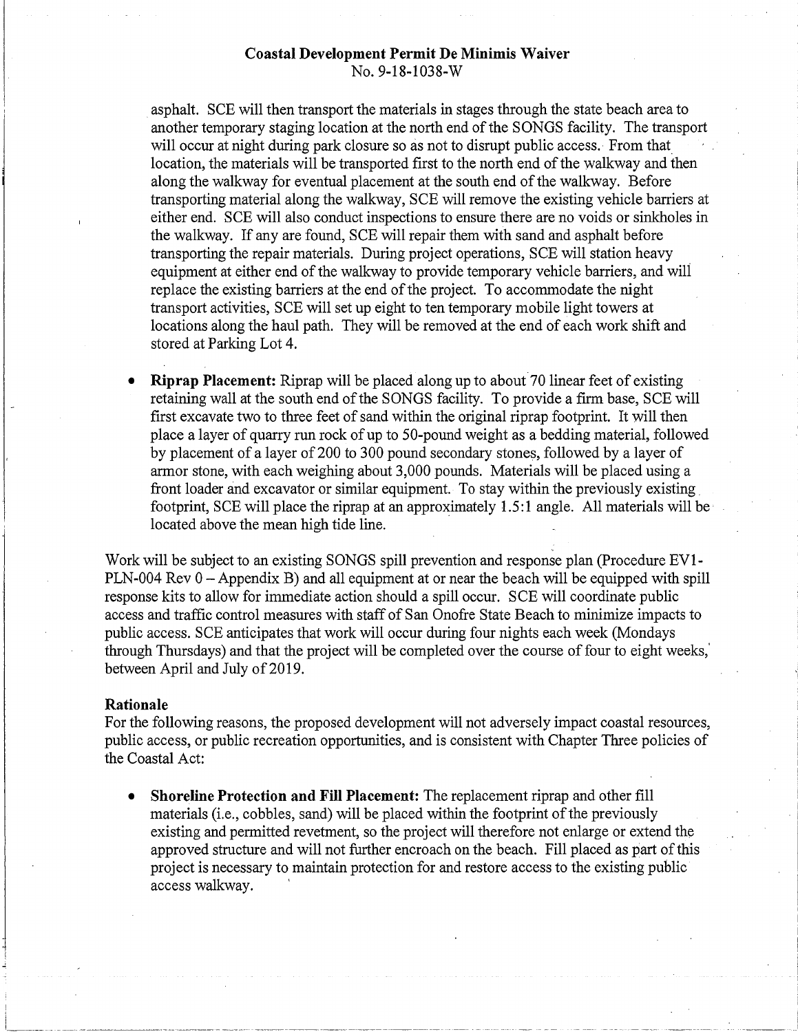asphalt. SCE will then transport the materials in stages through the state beach area to another temporary staging location at the north end of the SONGS facility. The transport will occur at night during park closure so as not to disrupt public access. From that location, the materials will be transported first to the north end of the walkway and then along the walkway for eventual placement at the south end of the walkway. Before transporting material along the walkway, SCE will remove the existing vehicle barriers at either end. SCE will also conduct inspections to ensure there are no voids or sinkholes in the walkway. If any are found, SCE will repair them with sand and asphalt before transporting the repair materials. During project operations, SCE will station heavy equipment at either end of the walkway to provide temporary vehicle barriers, and will replace the existing barriers at the end of the project. To accommodate the night transport activities, SCE will set up eight to ten temporary mobile light towers at locations along the haul path. They will be removed at the end of each work shift and stored at Parking Lot 4.

- **Riprap Placement:** Riprap will be placed along up to about 70 linear feet of existing retaining wall at the south end of the SONGS facility. To provide a firm base, SCE will first excavate two to three feet of sand within the original riprap footprint. It will then place a layer of quarry run rock of up to 50-pound weight as a bedding material, followed by placement of a layer of 200 to 300 pound secondary stones, followed by a layer of armor stone, with each weighing about 3,000 pounds. Materials will be placed using a front loader and excavator or similar equipment. To stay within the previously existing footprint, SCE will place the riprap at an approximately 1.5:1 angle. All materials will be located above the mean high tide line.

Work will be subject to an existing SONGS spill prevention and response plan (Procedure EV1-PLN-004 Rev 0 – Appendix B) and all equipment at or near the beach will be equipped with spill response kits to allow for immediate action should a spill occur. SCE will coordinate public access and traffic control measures with staff of San Onofre State Beach to minimize impacts to public access. SCE anticipates that work will occur during four nights each week (Mondays through Thursdays) and that the project will be completed over the course of four to eight weeks, between April and July of 2019.

**Rationale**

For the following reasons, the proposed development will not adversely impact coastal resources, public access, or public recreation opportunities, and is consistent with Chapter Three policies of the Coastal Act:

- **Shoreline Protection and Fill Placement:** The replacement riprap and other fill materials (i.e., cobbles, sand) will be placed within the footprint of the previously existing and permitted revetment, so the project will therefore not enlarge or extend the approved structure and will not further encroach on the beach. Fill placed as part of this project is necessary to maintain protection for and restore access to the existing public access walkway.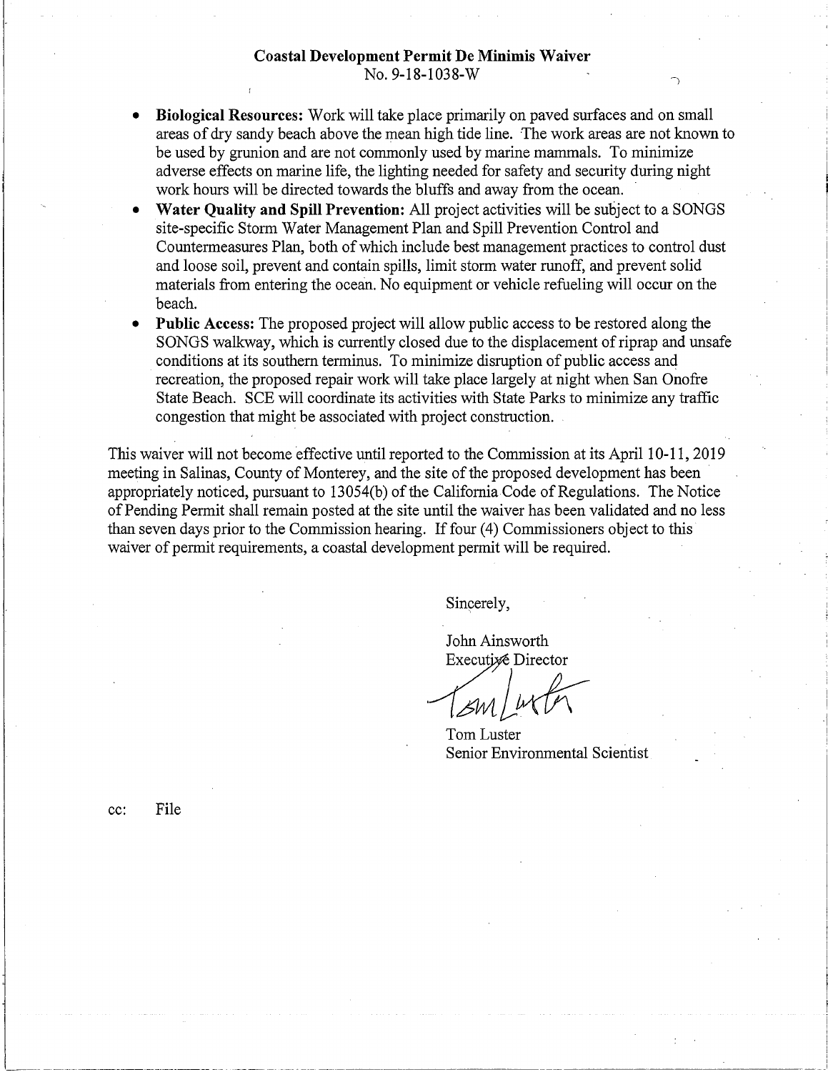**Coastal Development Permit De Minimis Waiver**
No. 9-18-1038-W

- **Biological Resources:** Work will take place primarily on paved surfaces and on small areas of dry sandy beach above the mean high tide line. The work areas are not known to be used by grunion and are not commonly used by marine mammals. To minimize adverse effects on marine life, the lighting needed for safety and security during night work hours will be directed towards the bluffs and away from the ocean.
- **Water Quality and Spill Prevention:** All project activities will be subject to a SONGS site-specific Storm Water Management Plan and Spill Prevention Control and Countermeasures Plan, both of which include best management practices to control dust and loose soil, prevent and contain spills, limit storm water runoff, and prevent solid materials from entering the ocean. No equipment or vehicle refueling will occur on the beach.
- **Public Access:** The proposed project will allow public access to be restored along the SONGS walkway, which is currently closed due to the displacement of riprap and unsafe conditions at its southern terminus. To minimize disruption of public access and recreation, the proposed repair work will take place largely at night when San Onofre State Beach. SCE will coordinate its activities with State Parks to minimize any traffic congestion that might be associated with project construction.

This waiver will not become effective until reported to the Commission at its April 10-11, 2019 meeting in Salinas, County of Monterey, and the site of the proposed development has been appropriately noticed, pursuant to 13054(b) of the California Code of Regulations. The Notice of Pending Permit shall remain posted at the site until the waiver has been validated and no less than seven days prior to the Commission hearing. If four (4) Commissioners object to this waiver of permit requirements, a coastal development permit will be required.

Sincerely,

John Ainsworth
Executive Director

Tom Luster
Senior Environmental Scientist

cc: File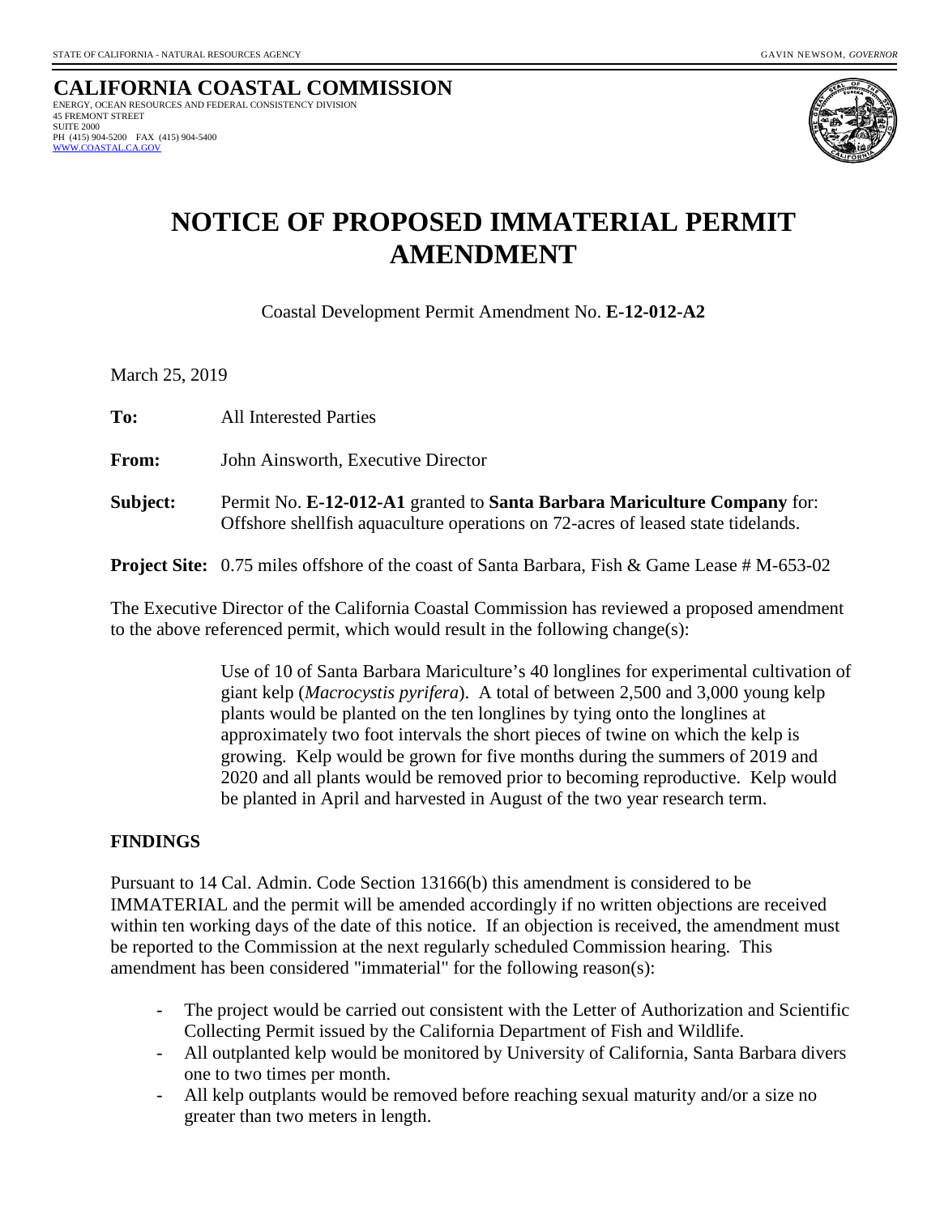STATE OF CALIFORNIA - NATURAL RESOURCES AGENCY GAVIN NEWSOM, *GOVERNOR*

**CALIFORNIA COASTAL COMMISSION**
ENERGY, OCEAN RESOURCES AND FEDERAL CONSISTENCY DIVISION
45 FREMONT STREET
SUITE 2000
PH (415) 904-5200 FAX (415) 904-5400
WWW.COASTAL.CA.GOV

# NOTICE OF PROPOSED IMMATERIAL PERMIT AMENDMENT

Coastal Development Permit Amendment No. **E-12-012-A2**

March 25, 2019

**To:** All Interested Parties

**From:** John Ainsworth, Executive Director

**Subject:** Permit No. **E-12-012-A1** granted to **Santa Barbara Mariculture Company** for: Offshore shellfish aquaculture operations on 72-acres of leased state tidelands.

**Project Site:** 0.75 miles offshore of the coast of Santa Barbara, Fish & Game Lease # M-653-02

The Executive Director of the California Coastal Commission has reviewed a proposed amendment to the above referenced permit, which would result in the following change(s):

> Use of 10 of Santa Barbara Mariculture's 40 longlines for experimental cultivation of giant kelp (*Macrocystis pyrifera*). A total of between 2,500 and 3,000 young kelp plants would be planted on the ten longlines by tying onto the longlines at approximately two foot intervals the short pieces of twine on which the kelp is growing. Kelp would be grown for five months during the summers of 2019 and 2020 and all plants would be removed prior to becoming reproductive. Kelp would be planted in April and harvested in August of the two year research term.

**FINDINGS**

Pursuant to 14 Cal. Admin. Code Section 13166(b) this amendment is considered to be IMMATERIAL and the permit will be amended accordingly if no written objections are received within ten working days of the date of this notice. If an objection is received, the amendment must be reported to the Commission at the next regularly scheduled Commission hearing. This amendment has been considered "immaterial" for the following reason(s):

- The project would be carried out consistent with the Letter of Authorization and Scientific Collecting Permit issued by the California Department of Fish and Wildlife.
- All outplanted kelp would be monitored by University of California, Santa Barbara divers one to two times per month.
- All kelp outplants would be removed before reaching sexual maturity and/or a size no greater than two meters in length.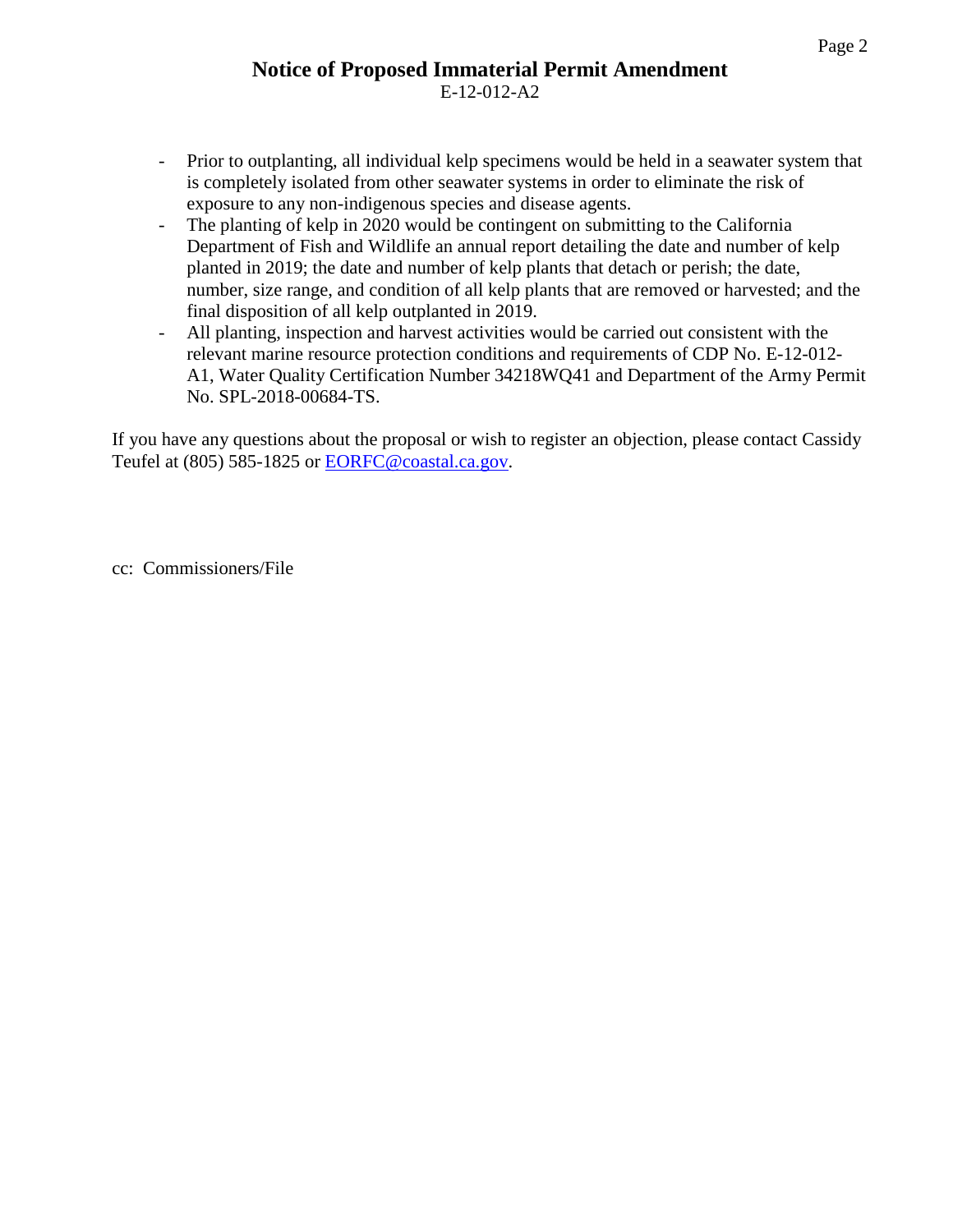## Notice of Proposed Immaterial Permit Amendment

E-12-012-A2

- Prior to outplanting, all individual kelp specimens would be held in a seawater system that is completely isolated from other seawater systems in order to eliminate the risk of exposure to any non-indigenous species and disease agents.
- The planting of kelp in 2020 would be contingent on submitting to the California Department of Fish and Wildlife an annual report detailing the date and number of kelp planted in 2019; the date and number of kelp plants that detach or perish; the date, number, size range, and condition of all kelp plants that are removed or harvested; and the final disposition of all kelp outplanted in 2019.
- All planting, inspection and harvest activities would be carried out consistent with the relevant marine resource protection conditions and requirements of CDP No. E-12-012-A1, Water Quality Certification Number 34218WQ41 and Department of the Army Permit No. SPL-2018-00684-TS.

If you have any questions about the proposal or wish to register an objection, please contact Cassidy Teufel at (805) 585-1825 or EORFC@coastal.ca.gov.

cc: Commissioners/File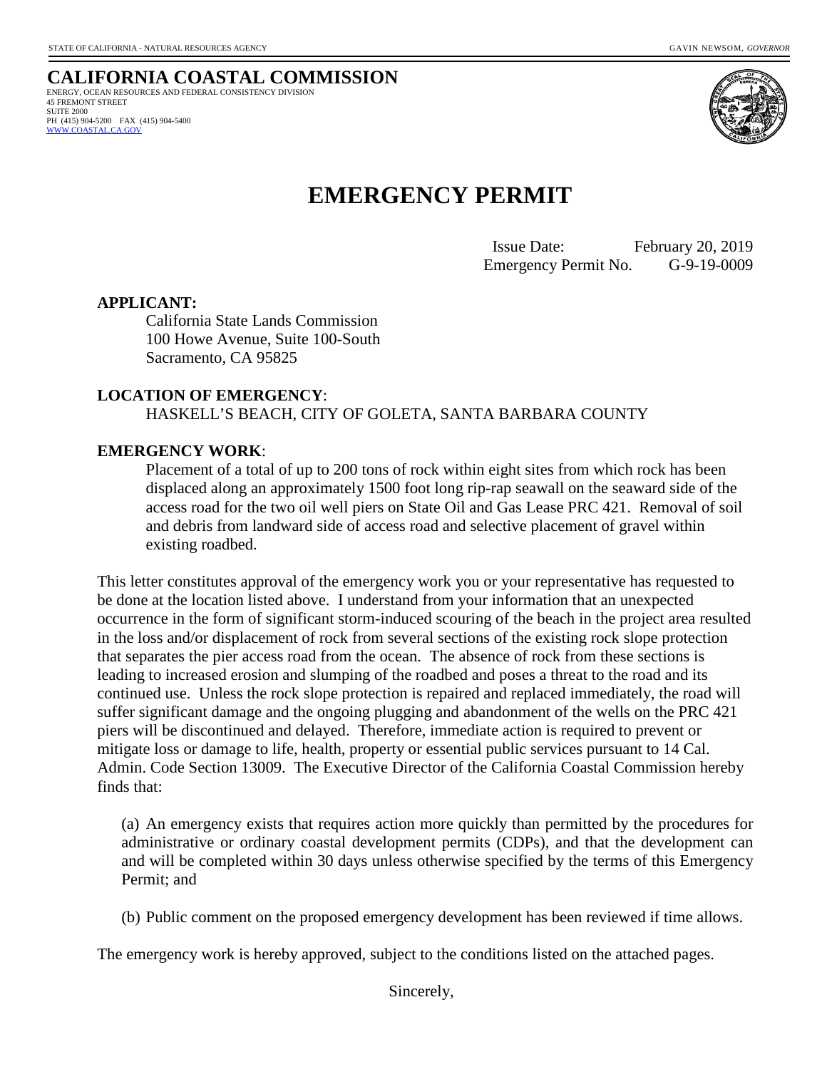STATE OF CALIFORNIA - NATURAL RESOURCES AGENCY GAVIN NEWSOM, *GOVERNOR*

**CALIFORNIA COASTAL COMMISSION**
ENERGY, OCEAN RESOURCES AND FEDERAL CONSISTENCY DIVISION
45 FREMONT STREET
SUITE 2000
PH (415) 904-5200 FAX (415) 904-5400
WWW.COASTAL.CA.GOV

# EMERGENCY PERMIT

Issue Date: February 20, 2019
Emergency Permit No. G-9-19-0009

**APPLICANT:**
California State Lands Commission
100 Howe Avenue, Suite 100-South
Sacramento, CA 95825

**LOCATION OF EMERGENCY**:
HASKELL'S BEACH, CITY OF GOLETA, SANTA BARBARA COUNTY

**EMERGENCY WORK**:
Placement of a total of up to 200 tons of rock within eight sites from which rock has been displaced along an approximately 1500 foot long rip-rap seawall on the seaward side of the access road for the two oil well piers on State Oil and Gas Lease PRC 421. Removal of soil and debris from landward side of access road and selective placement of gravel within existing roadbed.

This letter constitutes approval of the emergency work you or your representative has requested to be done at the location listed above. I understand from your information that an unexpected occurrence in the form of significant storm-induced scouring of the beach in the project area resulted in the loss and/or displacement of rock from several sections of the existing rock slope protection that separates the pier access road from the ocean. The absence of rock from these sections is leading to increased erosion and slumping of the roadbed and poses a threat to the road and its continued use. Unless the rock slope protection is repaired and replaced immediately, the road will suffer significant damage and the ongoing plugging and abandonment of the wells on the PRC 421 piers will be discontinued and delayed. Therefore, immediate action is required to prevent or mitigate loss or damage to life, health, property or essential public services pursuant to 14 Cal. Admin. Code Section 13009. The Executive Director of the California Coastal Commission hereby finds that:

(a) An emergency exists that requires action more quickly than permitted by the procedures for administrative or ordinary coastal development permits (CDPs), and that the development can and will be completed within 30 days unless otherwise specified by the terms of this Emergency Permit; and

(b) Public comment on the proposed emergency development has been reviewed if time allows.

The emergency work is hereby approved, subject to the conditions listed on the attached pages.

Sincerely,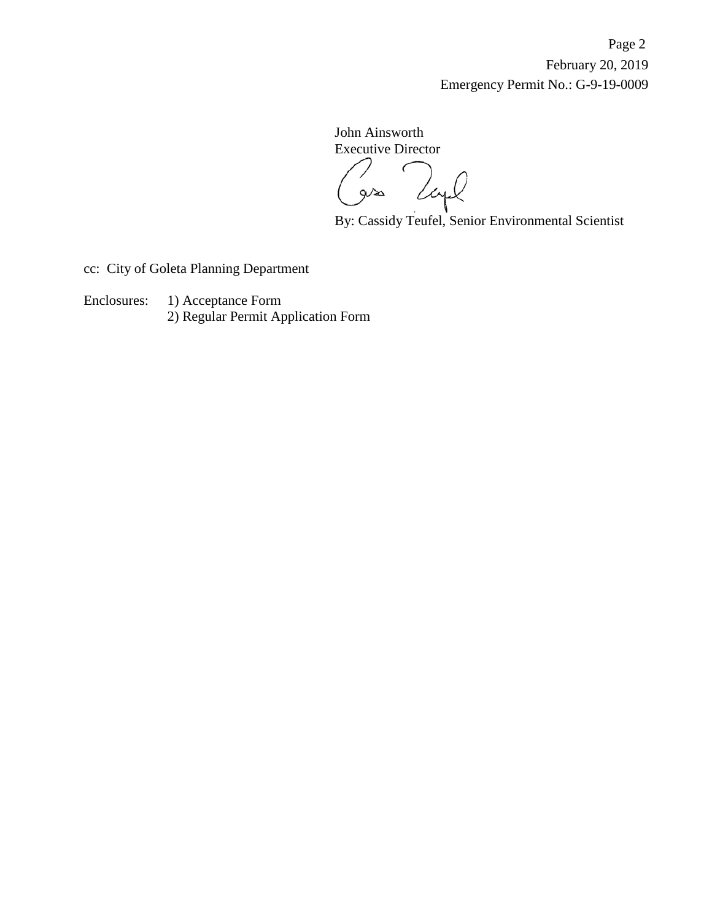John Ainsworth
Executive Director

By: Cassidy Teufel, Senior Environmental Scientist

cc: City of Goleta Planning Department

Enclosures: 1) Acceptance Form
2) Regular Permit Application Form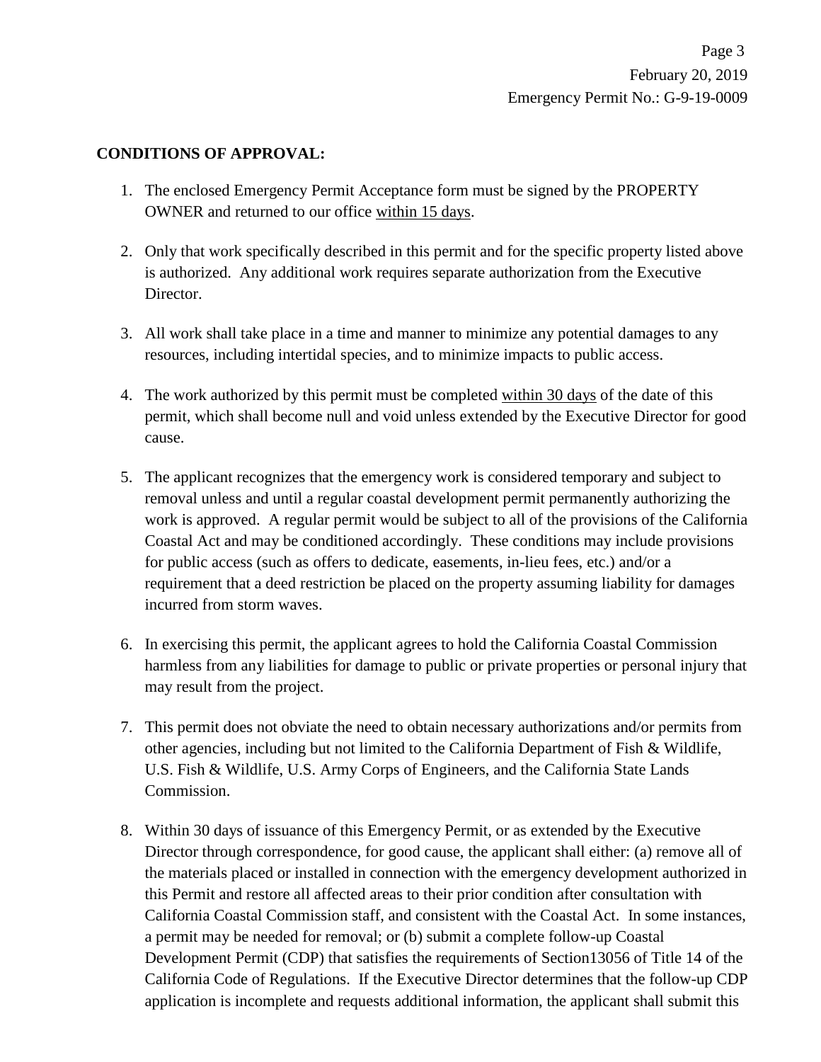**CONDITIONS OF APPROVAL:**

1. The enclosed Emergency Permit Acceptance form must be signed by the PROPERTY OWNER and returned to our office within 15 days.

2. Only that work specifically described in this permit and for the specific property listed above is authorized. Any additional work requires separate authorization from the Executive Director.

3. All work shall take place in a time and manner to minimize any potential damages to any resources, including intertidal species, and to minimize impacts to public access.

4. The work authorized by this permit must be completed within 30 days of the date of this permit, which shall become null and void unless extended by the Executive Director for good cause.

5. The applicant recognizes that the emergency work is considered temporary and subject to removal unless and until a regular coastal development permit permanently authorizing the work is approved. A regular permit would be subject to all of the provisions of the California Coastal Act and may be conditioned accordingly. These conditions may include provisions for public access (such as offers to dedicate, easements, in-lieu fees, etc.) and/or a requirement that a deed restriction be placed on the property assuming liability for damages incurred from storm waves.

6. In exercising this permit, the applicant agrees to hold the California Coastal Commission harmless from any liabilities for damage to public or private properties or personal injury that may result from the project.

7. This permit does not obviate the need to obtain necessary authorizations and/or permits from other agencies, including but not limited to the California Department of Fish & Wildlife, U.S. Fish & Wildlife, U.S. Army Corps of Engineers, and the California State Lands Commission.

8. Within 30 days of issuance of this Emergency Permit, or as extended by the Executive Director through correspondence, for good cause, the applicant shall either: (a) remove all of the materials placed or installed in connection with the emergency development authorized in this Permit and restore all affected areas to their prior condition after consultation with California Coastal Commission staff, and consistent with the Coastal Act. In some instances, a permit may be needed for removal; or (b) submit a complete follow-up Coastal Development Permit (CDP) that satisfies the requirements of Section13056 of Title 14 of the California Code of Regulations. If the Executive Director determines that the follow-up CDP application is incomplete and requests additional information, the applicant shall submit this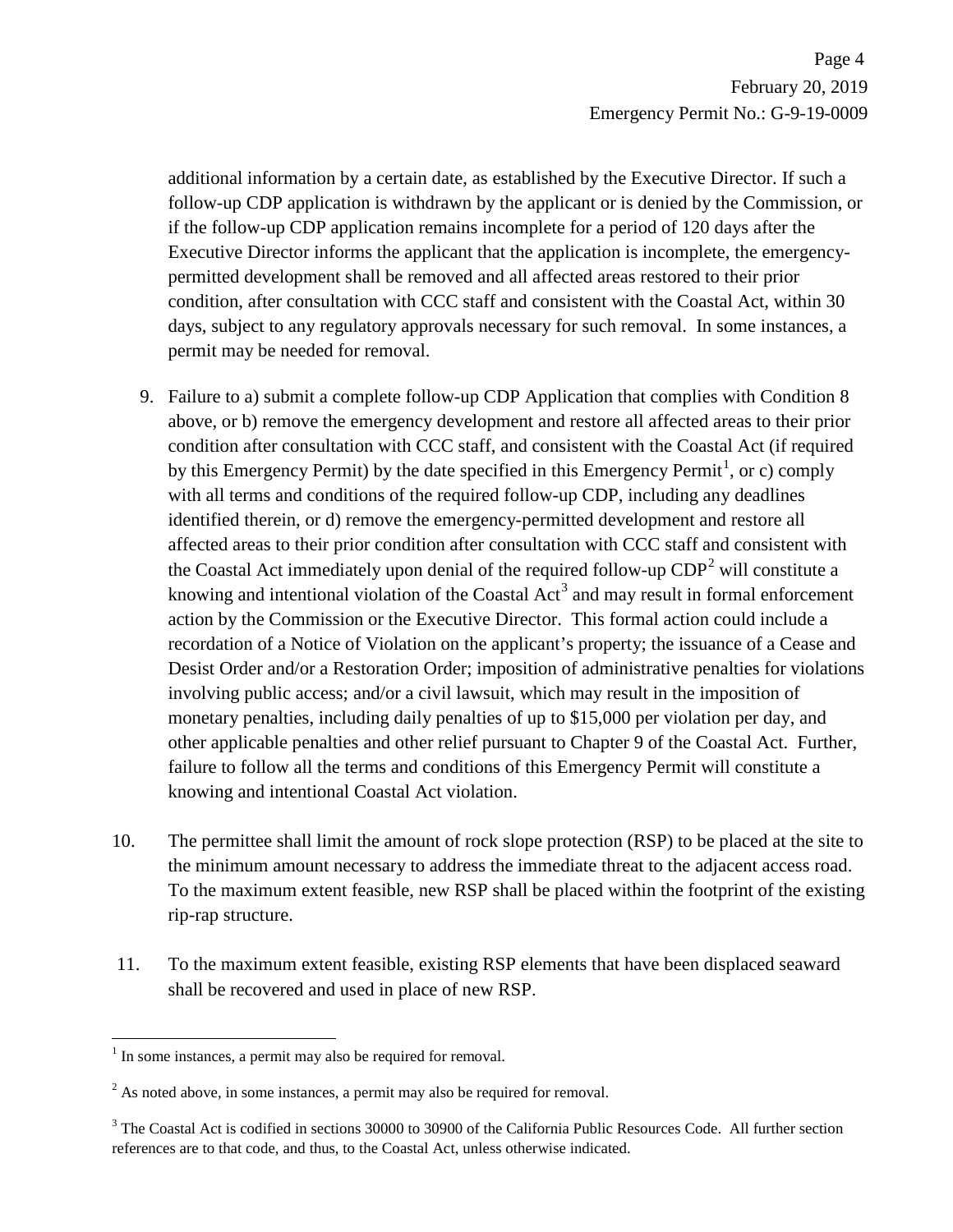additional information by a certain date, as established by the Executive Director. If such a follow-up CDP application is withdrawn by the applicant or is denied by the Commission, or if the follow-up CDP application remains incomplete for a period of 120 days after the Executive Director informs the applicant that the application is incomplete, the emergency-permitted development shall be removed and all affected areas restored to their prior condition, after consultation with CCC staff and consistent with the Coastal Act, within 30 days, subject to any regulatory approvals necessary for such removal. In some instances, a permit may be needed for removal.

9. Failure to a) submit a complete follow-up CDP Application that complies with Condition 8 above, or b) remove the emergency development and restore all affected areas to their prior condition after consultation with CCC staff, and consistent with the Coastal Act (if required by this Emergency Permit) by the date specified in this Emergency Permit[1], or c) comply with all terms and conditions of the required follow-up CDP, including any deadlines identified therein, or d) remove the emergency-permitted development and restore all affected areas to their prior condition after consultation with CCC staff and consistent with the Coastal Act immediately upon denial of the required follow-up CDP[2] will constitute a knowing and intentional violation of the Coastal Act[3] and may result in formal enforcement action by the Commission or the Executive Director. This formal action could include a recordation of a Notice of Violation on the applicant's property; the issuance of a Cease and Desist Order and/or a Restoration Order; imposition of administrative penalties for violations involving public access; and/or a civil lawsuit, which may result in the imposition of monetary penalties, including daily penalties of up to $15,000 per violation per day, and other applicable penalties and other relief pursuant to Chapter 9 of the Coastal Act. Further, failure to follow all the terms and conditions of this Emergency Permit will constitute a knowing and intentional Coastal Act violation.

10. The permittee shall limit the amount of rock slope protection (RSP) to be placed at the site to the minimum amount necessary to address the immediate threat to the adjacent access road. To the maximum extent feasible, new RSP shall be placed within the footprint of the existing rip-rap structure.

11. To the maximum extent feasible, existing RSP elements that have been displaced seaward shall be recovered and used in place of new RSP.

---

[1] In some instances, a permit may also be required for removal.

[2] As noted above, in some instances, a permit may also be required for removal.

[3] The Coastal Act is codified in sections 30000 to 30900 of the California Public Resources Code. All further section references are to that code, and thus, to the Coastal Act, unless otherwise indicated.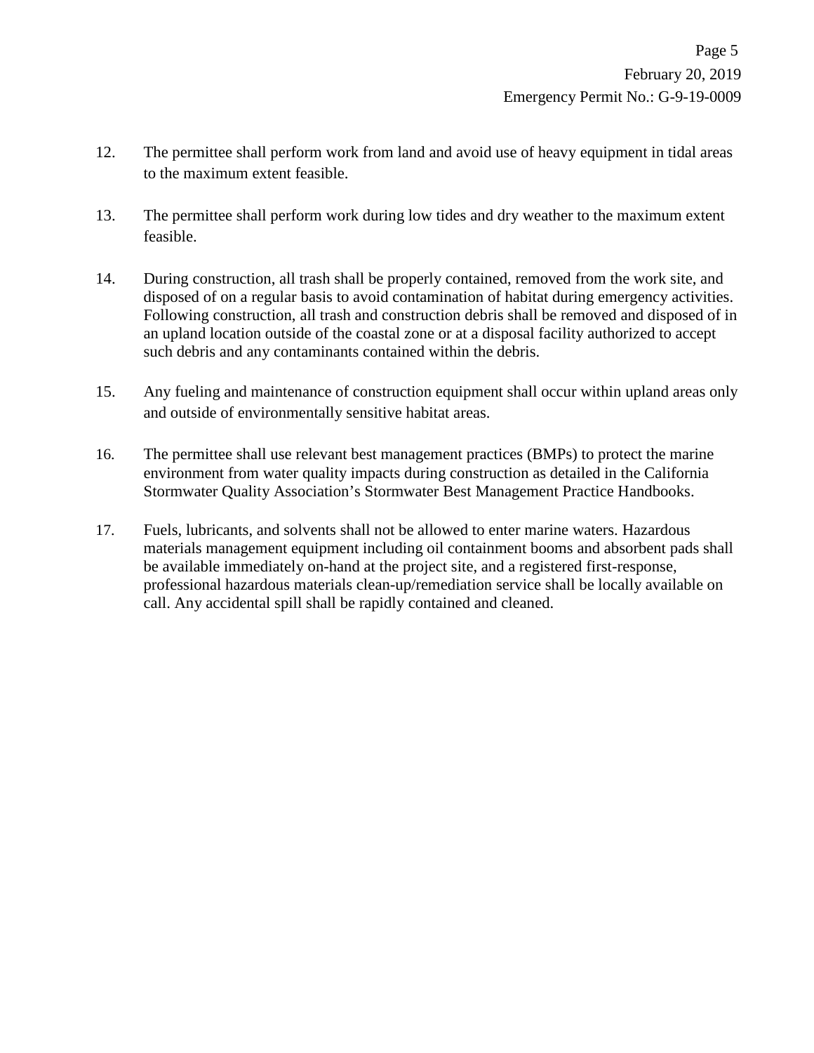12. The permittee shall perform work from land and avoid use of heavy equipment in tidal areas to the maximum extent feasible.

13. The permittee shall perform work during low tides and dry weather to the maximum extent feasible.

14. During construction, all trash shall be properly contained, removed from the work site, and disposed of on a regular basis to avoid contamination of habitat during emergency activities. Following construction, all trash and construction debris shall be removed and disposed of in an upland location outside of the coastal zone or at a disposal facility authorized to accept such debris and any contaminants contained within the debris.

15. Any fueling and maintenance of construction equipment shall occur within upland areas only and outside of environmentally sensitive habitat areas.

16. The permittee shall use relevant best management practices (BMPs) to protect the marine environment from water quality impacts during construction as detailed in the California Stormwater Quality Association's Stormwater Best Management Practice Handbooks.

17. Fuels, lubricants, and solvents shall not be allowed to enter marine waters. Hazardous materials management equipment including oil containment booms and absorbent pads shall be available immediately on-hand at the project site, and a registered first-response, professional hazardous materials clean-up/remediation service shall be locally available on call. Any accidental spill shall be rapidly contained and cleaned.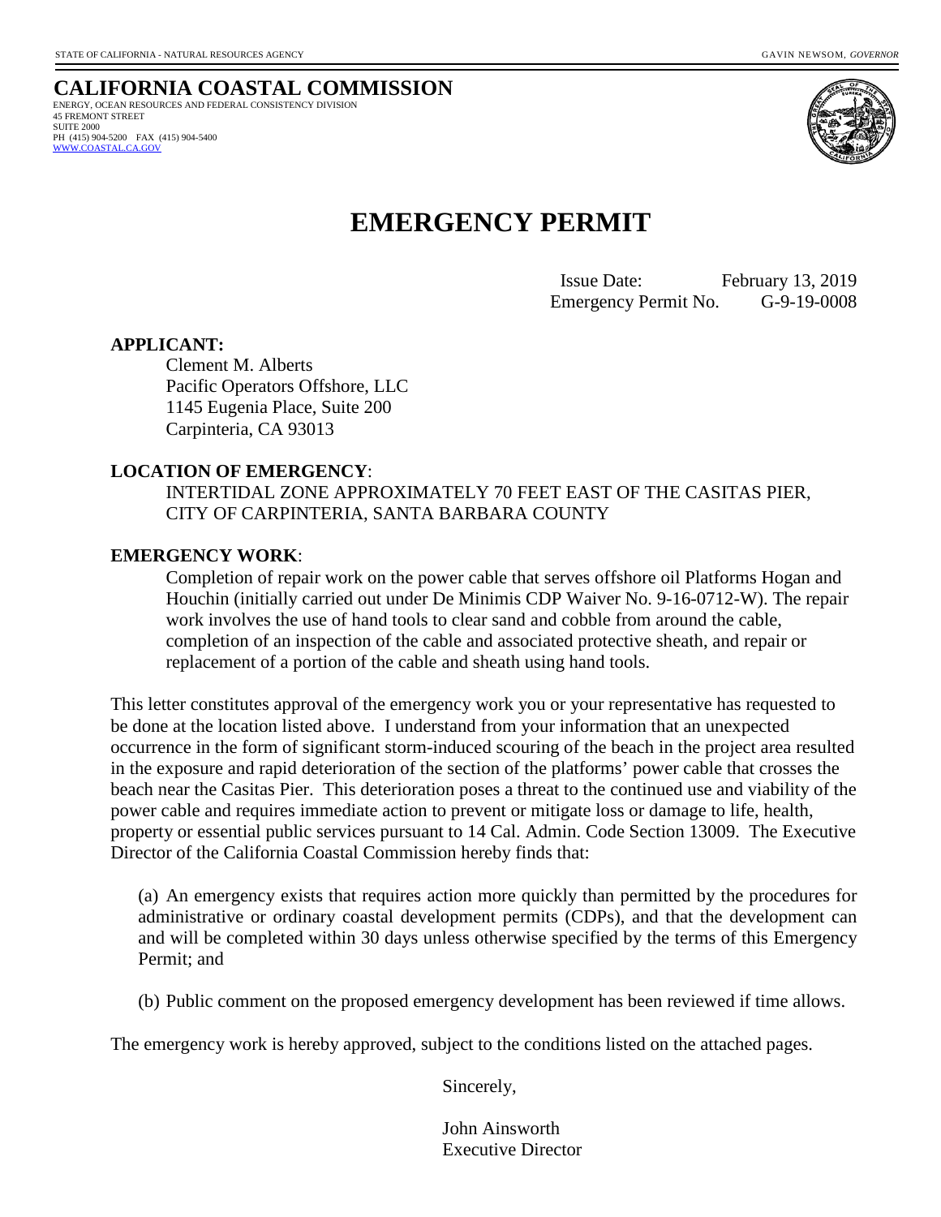STATE OF CALIFORNIA - NATURAL RESOURCES AGENCY GAVIN NEWSOM, *GOVERNOR*

**CALIFORNIA COASTAL COMMISSION**
ENERGY, OCEAN RESOURCES AND FEDERAL CONSISTENCY DIVISION
45 FREMONT STREET
SUITE 2000
PH (415) 904-5200 FAX (415) 904-5400
WWW.COASTAL.CA.GOV

# EMERGENCY PERMIT

Issue Date: February 13, 2019
Emergency Permit No. G-9-19-0008

**APPLICANT:**

Clement M. Alberts
Pacific Operators Offshore, LLC
1145 Eugenia Place, Suite 200
Carpinteria, CA 93013

**LOCATION OF EMERGENCY**:

INTERTIDAL ZONE APPROXIMATELY 70 FEET EAST OF THE CASITAS PIER, CITY OF CARPINTERIA, SANTA BARBARA COUNTY

**EMERGENCY WORK**:

Completion of repair work on the power cable that serves offshore oil Platforms Hogan and Houchin (initially carried out under De Minimis CDP Waiver No. 9-16-0712-W). The repair work involves the use of hand tools to clear sand and cobble from around the cable, completion of an inspection of the cable and associated protective sheath, and repair or replacement of a portion of the cable and sheath using hand tools.

This letter constitutes approval of the emergency work you or your representative has requested to be done at the location listed above. I understand from your information that an unexpected occurrence in the form of significant storm-induced scouring of the beach in the project area resulted in the exposure and rapid deterioration of the section of the platforms' power cable that crosses the beach near the Casitas Pier. This deterioration poses a threat to the continued use and viability of the power cable and requires immediate action to prevent or mitigate loss or damage to life, health, property or essential public services pursuant to 14 Cal. Admin. Code Section 13009. The Executive Director of the California Coastal Commission hereby finds that:

(a) An emergency exists that requires action more quickly than permitted by the procedures for administrative or ordinary coastal development permits (CDPs), and that the development can and will be completed within 30 days unless otherwise specified by the terms of this Emergency Permit; and

(b) Public comment on the proposed emergency development has been reviewed if time allows.

The emergency work is hereby approved, subject to the conditions listed on the attached pages.

Sincerely,

John Ainsworth
Executive Director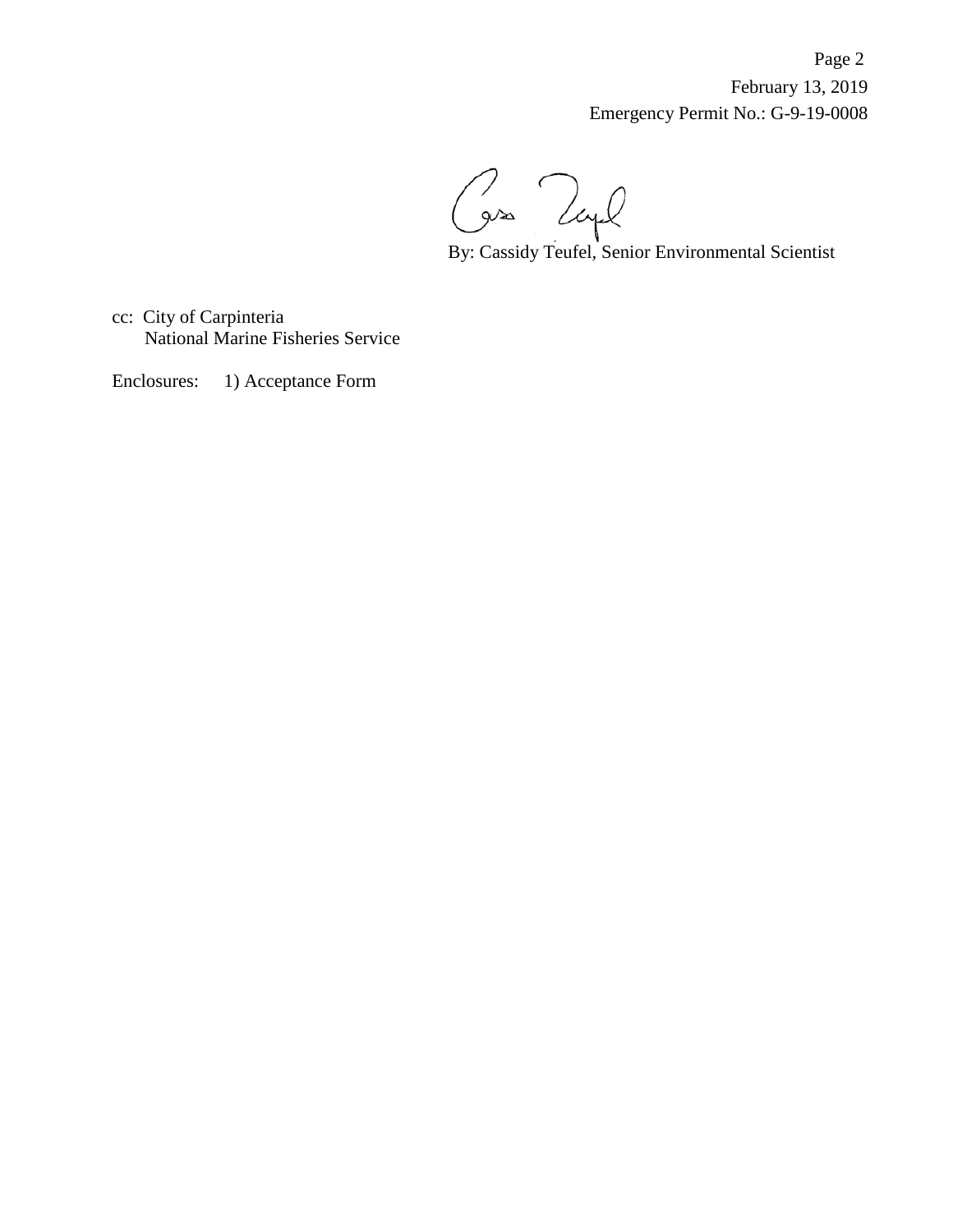By: Cassidy Teufel, Senior Environmental Scientist

cc: City of Carpinteria
National Marine Fisheries Service

Enclosures: 1) Acceptance Form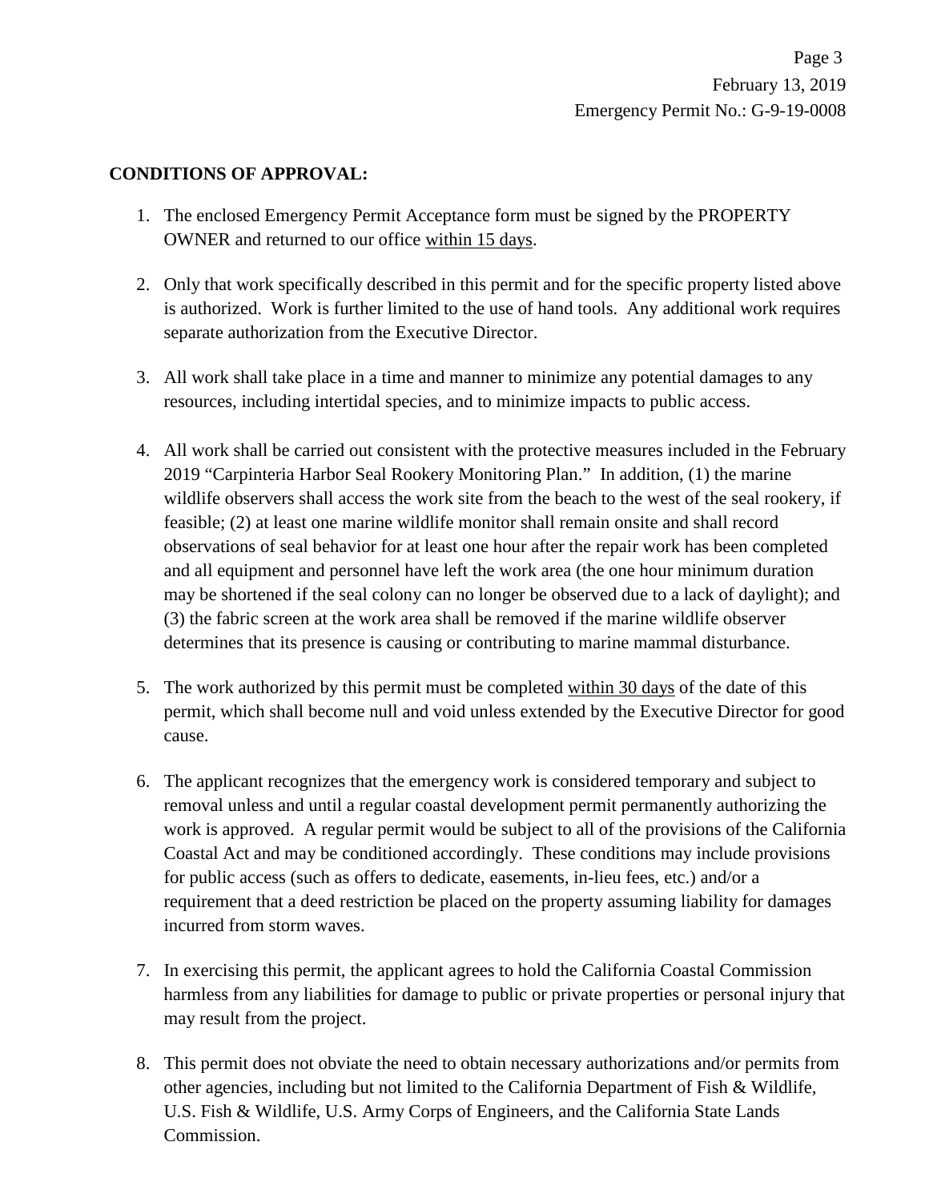**CONDITIONS OF APPROVAL:**

1. The enclosed Emergency Permit Acceptance form must be signed by the PROPERTY OWNER and returned to our office within 15 days.

2. Only that work specifically described in this permit and for the specific property listed above is authorized. Work is further limited to the use of hand tools. Any additional work requires separate authorization from the Executive Director.

3. All work shall take place in a time and manner to minimize any potential damages to any resources, including intertidal species, and to minimize impacts to public access.

4. All work shall be carried out consistent with the protective measures included in the February 2019 "Carpinteria Harbor Seal Rookery Monitoring Plan." In addition, (1) the marine wildlife observers shall access the work site from the beach to the west of the seal rookery, if feasible; (2) at least one marine wildlife monitor shall remain onsite and shall record observations of seal behavior for at least one hour after the repair work has been completed and all equipment and personnel have left the work area (the one hour minimum duration may be shortened if the seal colony can no longer be observed due to a lack of daylight); and (3) the fabric screen at the work area shall be removed if the marine wildlife observer determines that its presence is causing or contributing to marine mammal disturbance.

5. The work authorized by this permit must be completed within 30 days of the date of this permit, which shall become null and void unless extended by the Executive Director for good cause.

6. The applicant recognizes that the emergency work is considered temporary and subject to removal unless and until a regular coastal development permit permanently authorizing the work is approved. A regular permit would be subject to all of the provisions of the California Coastal Act and may be conditioned accordingly. These conditions may include provisions for public access (such as offers to dedicate, easements, in-lieu fees, etc.) and/or a requirement that a deed restriction be placed on the property assuming liability for damages incurred from storm waves.

7. In exercising this permit, the applicant agrees to hold the California Coastal Commission harmless from any liabilities for damage to public or private properties or personal injury that may result from the project.

8. This permit does not obviate the need to obtain necessary authorizations and/or permits from other agencies, including but not limited to the California Department of Fish & Wildlife, U.S. Fish & Wildlife, U.S. Army Corps of Engineers, and the California State Lands Commission.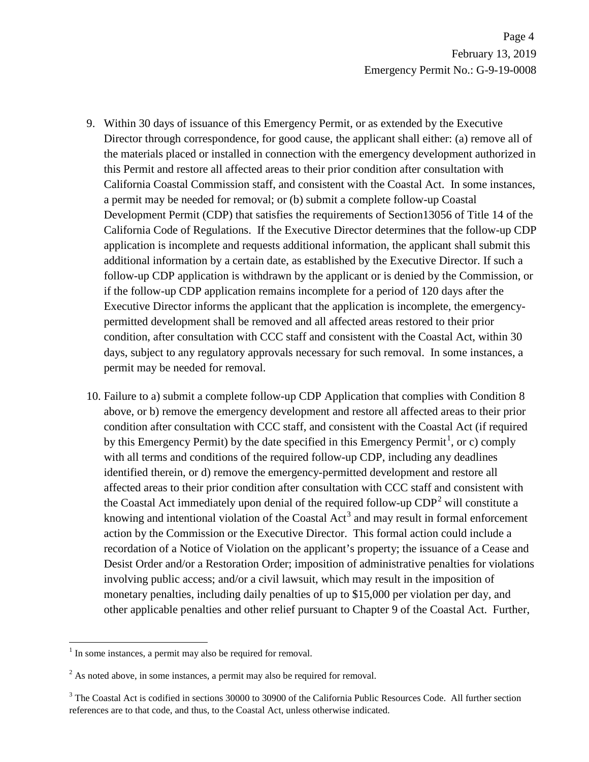9. Within 30 days of issuance of this Emergency Permit, or as extended by the Executive Director through correspondence, for good cause, the applicant shall either: (a) remove all of the materials placed or installed in connection with the emergency development authorized in this Permit and restore all affected areas to their prior condition after consultation with California Coastal Commission staff, and consistent with the Coastal Act. In some instances, a permit may be needed for removal; or (b) submit a complete follow-up Coastal Development Permit (CDP) that satisfies the requirements of Section13056 of Title 14 of the California Code of Regulations. If the Executive Director determines that the follow-up CDP application is incomplete and requests additional information, the applicant shall submit this additional information by a certain date, as established by the Executive Director. If such a follow-up CDP application is withdrawn by the applicant or is denied by the Commission, or if the follow-up CDP application remains incomplete for a period of 120 days after the Executive Director informs the applicant that the application is incomplete, the emergency-permitted development shall be removed and all affected areas restored to their prior condition, after consultation with CCC staff and consistent with the Coastal Act, within 30 days, subject to any regulatory approvals necessary for such removal. In some instances, a permit may be needed for removal.

10. Failure to a) submit a complete follow-up CDP Application that complies with Condition 8 above, or b) remove the emergency development and restore all affected areas to their prior condition after consultation with CCC staff, and consistent with the Coastal Act (if required by this Emergency Permit) by the date specified in this Emergency Permit[1], or c) comply with all terms and conditions of the required follow-up CDP, including any deadlines identified therein, or d) remove the emergency-permitted development and restore all affected areas to their prior condition after consultation with CCC staff and consistent with the Coastal Act immediately upon denial of the required follow-up CDP[2] will constitute a knowing and intentional violation of the Coastal Act[3] and may result in formal enforcement action by the Commission or the Executive Director. This formal action could include a recordation of a Notice of Violation on the applicant's property; the issuance of a Cease and Desist Order and/or a Restoration Order; imposition of administrative penalties for violations involving public access; and/or a civil lawsuit, which may result in the imposition of monetary penalties, including daily penalties of up to $15,000 per violation per day, and other applicable penalties and other relief pursuant to Chapter 9 of the Coastal Act. Further,

[1] In some instances, a permit may also be required for removal.

[2] As noted above, in some instances, a permit may also be required for removal.

[3] The Coastal Act is codified in sections 30000 to 30900 of the California Public Resources Code. All further section references are to that code, and thus, to the Coastal Act, unless otherwise indicated.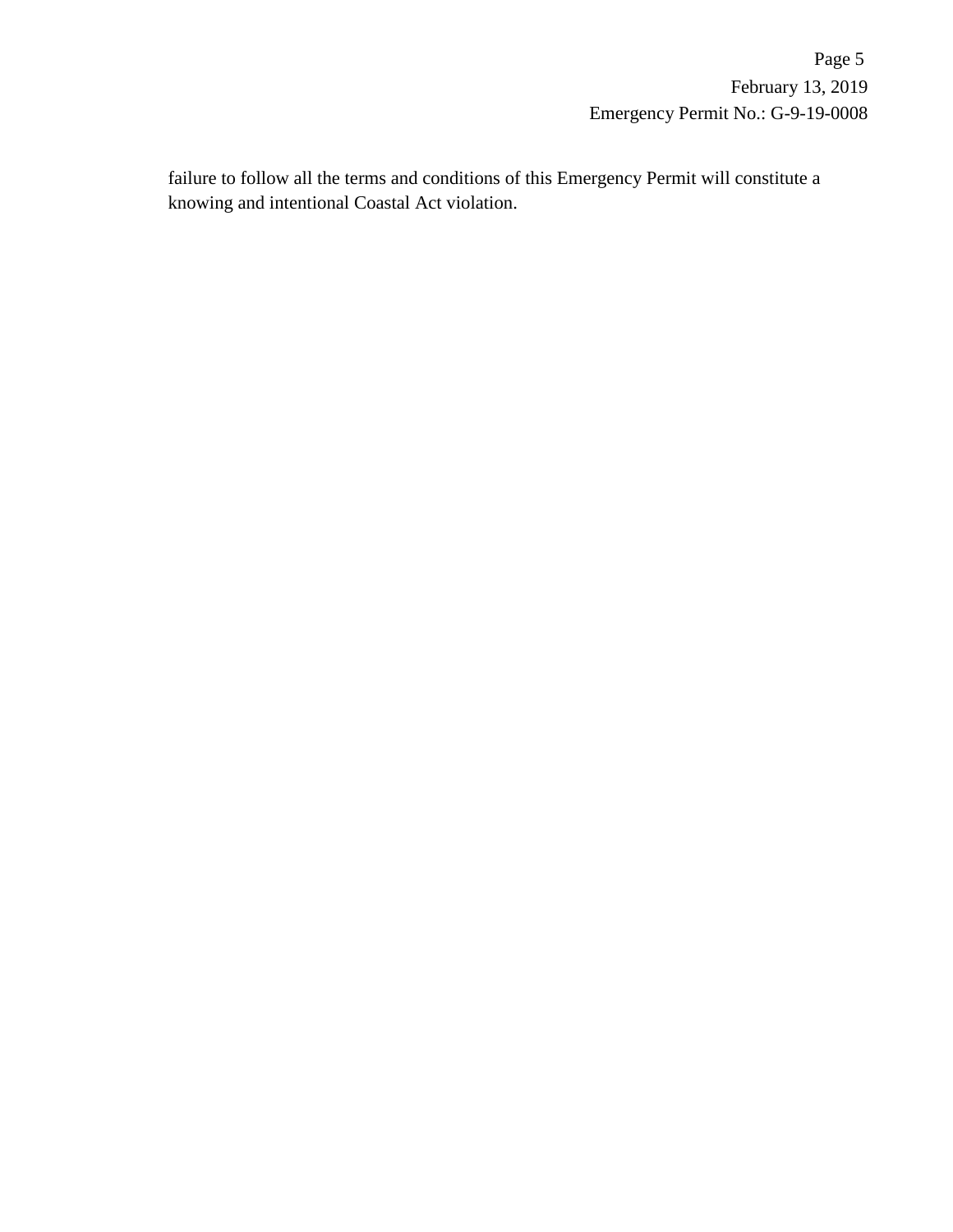failure to follow all the terms and conditions of this Emergency Permit will constitute a knowing and intentional Coastal Act violation.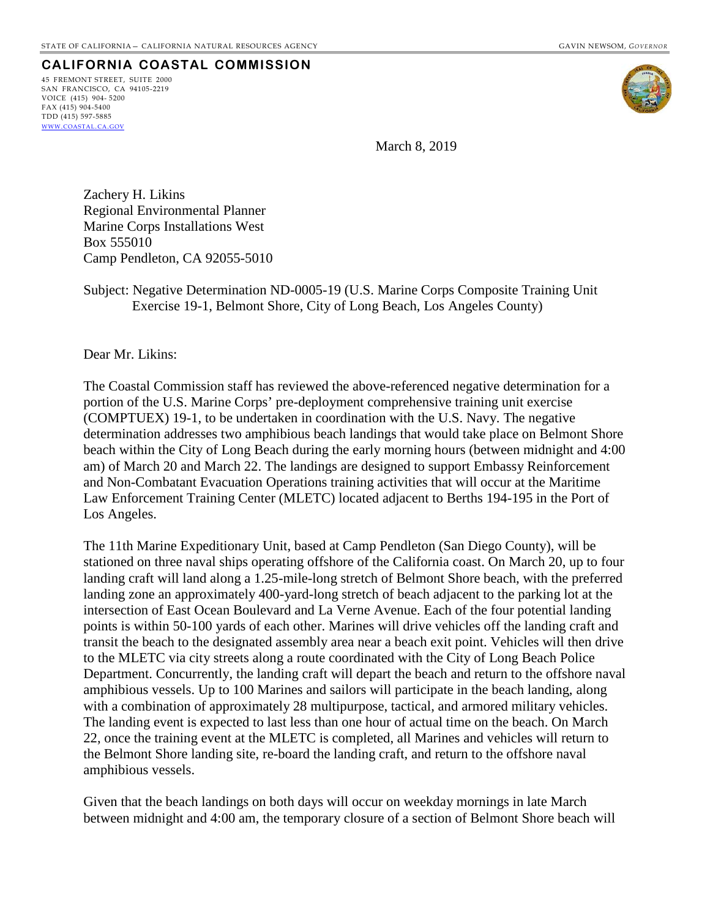STATE OF CALIFORNIA – CALIFORNIA NATURAL RESOURCES AGENCY GAVIN NEWSOM, *GOVERNOR*

**CALIFORNIA COASTAL COMMISSION**

45 FREMONT STREET, SUITE 2000
SAN FRANCISCO, CA 94105-2219
VOICE (415) 904- 5200
FAX (415) 904-5400
TDD (415) 597-5885
WWW.COASTAL.CA.GOV

March 8, 2019

Zachery H. Likins
Regional Environmental Planner
Marine Corps Installations West
Box 555010
Camp Pendleton, CA 92055-5010

Subject: Negative Determination ND-0005-19 (U.S. Marine Corps Composite Training Unit Exercise 19-1, Belmont Shore, City of Long Beach, Los Angeles County)

Dear Mr. Likins:

The Coastal Commission staff has reviewed the above-referenced negative determination for a portion of the U.S. Marine Corps' pre-deployment comprehensive training unit exercise (COMPTUEX) 19-1, to be undertaken in coordination with the U.S. Navy. The negative determination addresses two amphibious beach landings that would take place on Belmont Shore beach within the City of Long Beach during the early morning hours (between midnight and 4:00 am) of March 20 and March 22. The landings are designed to support Embassy Reinforcement and Non-Combatant Evacuation Operations training activities that will occur at the Maritime Law Enforcement Training Center (MLETC) located adjacent to Berths 194-195 in the Port of Los Angeles.

The 11th Marine Expeditionary Unit, based at Camp Pendleton (San Diego County), will be stationed on three naval ships operating offshore of the California coast. On March 20, up to four landing craft will land along a 1.25-mile-long stretch of Belmont Shore beach, with the preferred landing zone an approximately 400-yard-long stretch of beach adjacent to the parking lot at the intersection of East Ocean Boulevard and La Verne Avenue. Each of the four potential landing points is within 50-100 yards of each other. Marines will drive vehicles off the landing craft and transit the beach to the designated assembly area near a beach exit point. Vehicles will then drive to the MLETC via city streets along a route coordinated with the City of Long Beach Police Department. Concurrently, the landing craft will depart the beach and return to the offshore naval amphibious vessels. Up to 100 Marines and sailors will participate in the beach landing, along with a combination of approximately 28 multipurpose, tactical, and armored military vehicles. The landing event is expected to last less than one hour of actual time on the beach. On March 22, once the training event at the MLETC is completed, all Marines and vehicles will return to the Belmont Shore landing site, re-board the landing craft, and return to the offshore naval amphibious vessels.

Given that the beach landings on both days will occur on weekday mornings in late March between midnight and 4:00 am, the temporary closure of a section of Belmont Shore beach will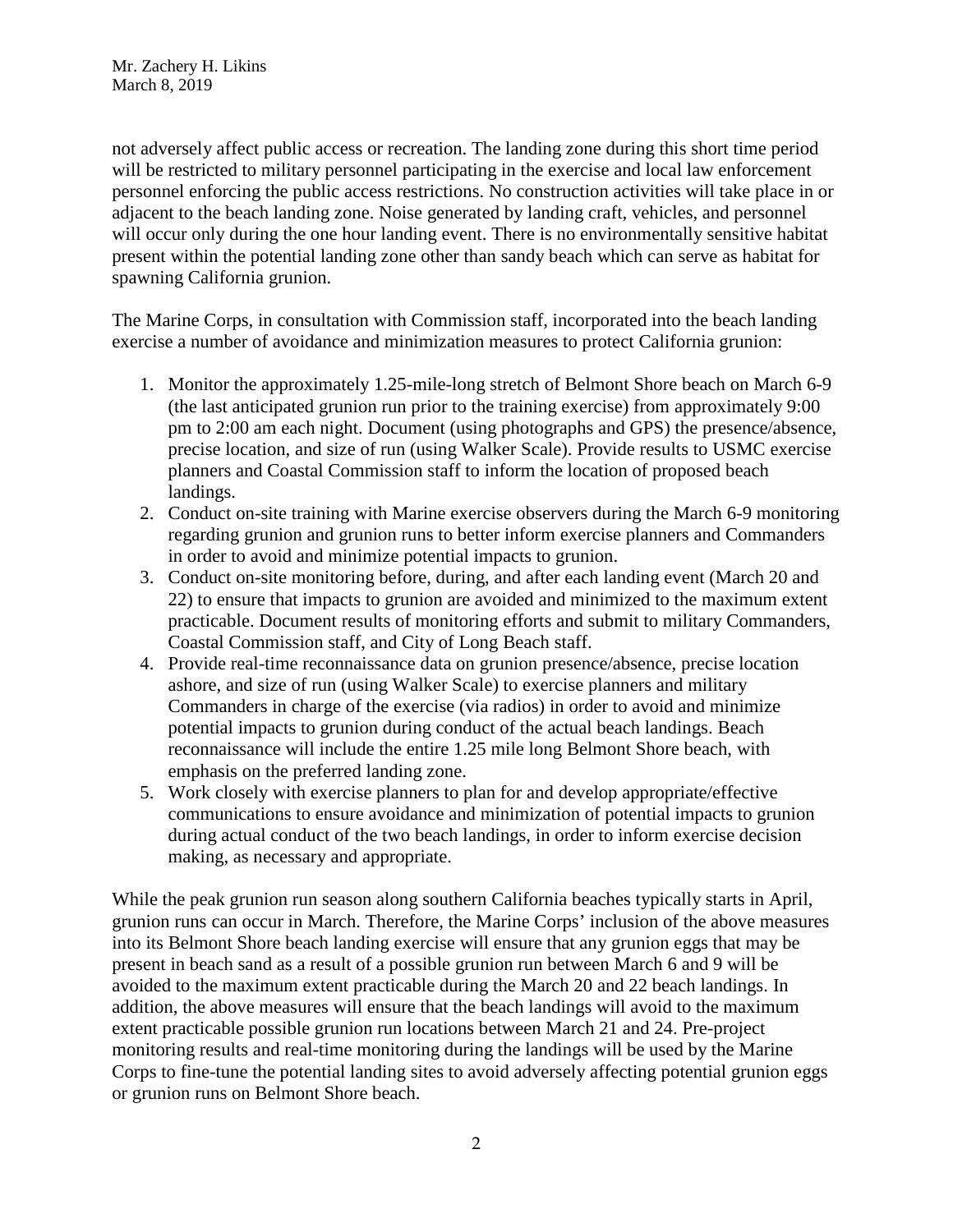not adversely affect public access or recreation. The landing zone during this short time period will be restricted to military personnel participating in the exercise and local law enforcement personnel enforcing the public access restrictions. No construction activities will take place in or adjacent to the beach landing zone. Noise generated by landing craft, vehicles, and personnel will occur only during the one hour landing event. There is no environmentally sensitive habitat present within the potential landing zone other than sandy beach which can serve as habitat for spawning California grunion.

The Marine Corps, in consultation with Commission staff, incorporated into the beach landing exercise a number of avoidance and minimization measures to protect California grunion:

1. Monitor the approximately 1.25-mile-long stretch of Belmont Shore beach on March 6-9 (the last anticipated grunion run prior to the training exercise) from approximately 9:00 pm to 2:00 am each night. Document (using photographs and GPS) the presence/absence, precise location, and size of run (using Walker Scale). Provide results to USMC exercise planners and Coastal Commission staff to inform the location of proposed beach landings.
2. Conduct on-site training with Marine exercise observers during the March 6-9 monitoring regarding grunion and grunion runs to better inform exercise planners and Commanders in order to avoid and minimize potential impacts to grunion.
3. Conduct on-site monitoring before, during, and after each landing event (March 20 and 22) to ensure that impacts to grunion are avoided and minimized to the maximum extent practicable. Document results of monitoring efforts and submit to military Commanders, Coastal Commission staff, and City of Long Beach staff.
4. Provide real-time reconnaissance data on grunion presence/absence, precise location ashore, and size of run (using Walker Scale) to exercise planners and military Commanders in charge of the exercise (via radios) in order to avoid and minimize potential impacts to grunion during conduct of the actual beach landings. Beach reconnaissance will include the entire 1.25 mile long Belmont Shore beach, with emphasis on the preferred landing zone.
5. Work closely with exercise planners to plan for and develop appropriate/effective communications to ensure avoidance and minimization of potential impacts to grunion during actual conduct of the two beach landings, in order to inform exercise decision making, as necessary and appropriate.

While the peak grunion run season along southern California beaches typically starts in April, grunion runs can occur in March. Therefore, the Marine Corps' inclusion of the above measures into its Belmont Shore beach landing exercise will ensure that any grunion eggs that may be present in beach sand as a result of a possible grunion run between March 6 and 9 will be avoided to the maximum extent practicable during the March 20 and 22 beach landings. In addition, the above measures will ensure that the beach landings will avoid to the maximum extent practicable possible grunion run locations between March 21 and 24. Pre-project monitoring results and real-time monitoring during the landings will be used by the Marine Corps to fine-tune the potential landing sites to avoid adversely affecting potential grunion eggs or grunion runs on Belmont Shore beach.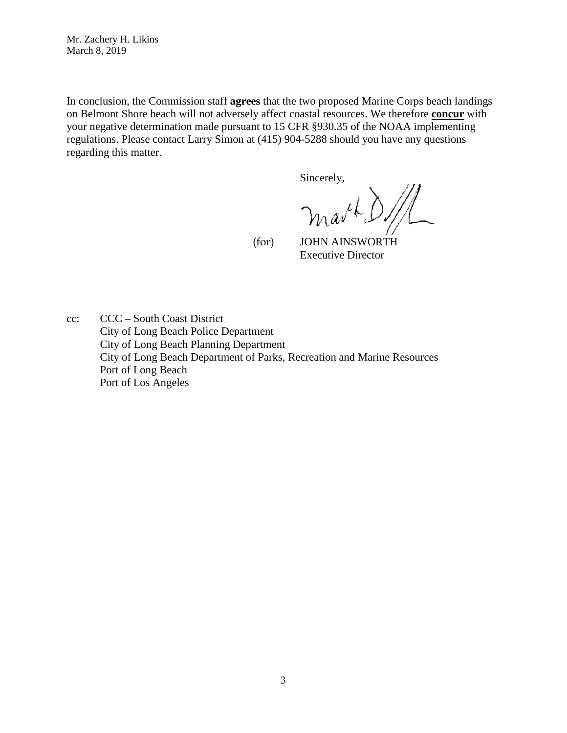Mr. Zachery H. Likins
March 8, 2019

In conclusion, the Commission staff **agrees** that the two proposed Marine Corps beach landings on Belmont Shore beach will not adversely affect coastal resources. We therefore **concur** with your negative determination made pursuant to 15 CFR §930.35 of the NOAA implementing regulations. Please contact Larry Simon at (415) 904-5288 should you have any questions regarding this matter.

Sincerely,

(for) JOHN AINSWORTH
Executive Director

cc: CCC – South Coast District
City of Long Beach Police Department
City of Long Beach Planning Department
City of Long Beach Department of Parks, Recreation and Marine Resources
Port of Long Beach
Port of Los Angeles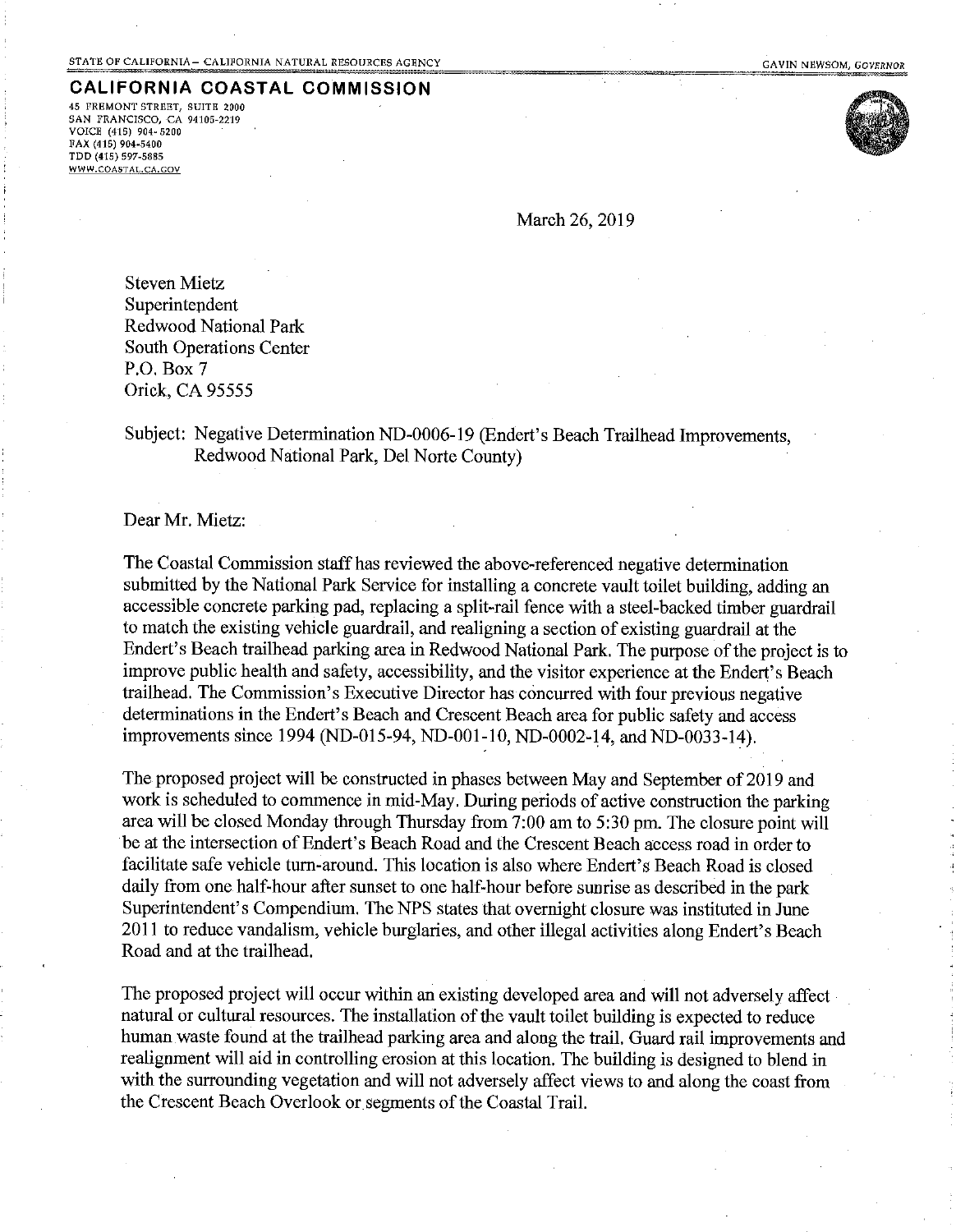STATE OF CALIFORNIA – CALIFORNIA NATURAL RESOURCES AGENCY GAVIN NEWSOM, *GOVERNOR*

**CALIFORNIA COASTAL COMMISSION**
45 FREMONT STREET, SUITE 2000
SAN FRANCISCO, CA 94105-2219
VOICE (415) 904-5200
FAX (415) 904-5400
TDD (415) 597-5885
WWW.COASTAL.CA.GOV

March 26, 2019

Steven Mietz
Superintendent
Redwood National Park
South Operations Center
P.O. Box 7
Orick, CA 95555

Subject: Negative Determination ND-0006-19 (Endert's Beach Trailhead Improvements, Redwood National Park, Del Norte County)

Dear Mr. Mietz:

The Coastal Commission staff has reviewed the above-referenced negative determination submitted by the National Park Service for installing a concrete vault toilet building, adding an accessible concrete parking pad, replacing a split-rail fence with a steel-backed timber guardrail to match the existing vehicle guardrail, and realigning a section of existing guardrail at the Endert's Beach trailhead parking area in Redwood National Park. The purpose of the project is to improve public health and safety, accessibility, and the visitor experience at the Endert's Beach trailhead. The Commission's Executive Director has concurred with four previous negative determinations in the Endert's Beach and Crescent Beach area for public safety and access improvements since 1994 (ND-015-94, ND-001-10, ND-0002-14, and ND-0033-14).

The proposed project will be constructed in phases between May and September of 2019 and work is scheduled to commence in mid-May. During periods of active construction the parking area will be closed Monday through Thursday from 7:00 am to 5:30 pm. The closure point will be at the intersection of Endert's Beach Road and the Crescent Beach access road in order to facilitate safe vehicle turn-around. This location is also where Endert's Beach Road is closed daily from one half-hour after sunset to one half-hour before sunrise as described in the park Superintendent's Compendium. The NPS states that overnight closure was instituted in June 2011 to reduce vandalism, vehicle burglaries, and other illegal activities along Endert's Beach Road and at the trailhead.

The proposed project will occur within an existing developed area and will not adversely affect natural or cultural resources. The installation of the vault toilet building is expected to reduce human waste found at the trailhead parking area and along the trail. Guard rail improvements and realignment will aid in controlling erosion at this location. The building is designed to blend in with the surrounding vegetation and will not adversely affect views to and along the coast from the Crescent Beach Overlook or segments of the Coastal Trail.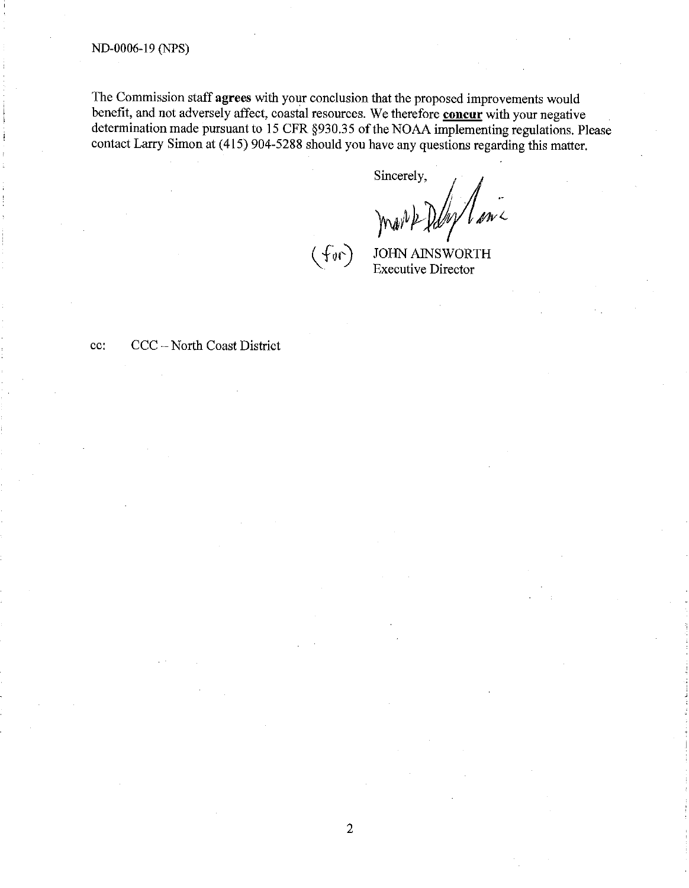ND-0006-19 (NPS)

The Commission staff **agrees** with your conclusion that the proposed improvements would benefit, and not adversely affect, coastal resources. We therefore **concur** with your negative determination made pursuant to 15 CFR §930.35 of the NOAA implementing regulations. Please contact Larry Simon at (415) 904-5288 should you have any questions regarding this matter.

Sincerely,

(for) JOHN AINSWORTH
Executive Director

cc: CCC – North Coast District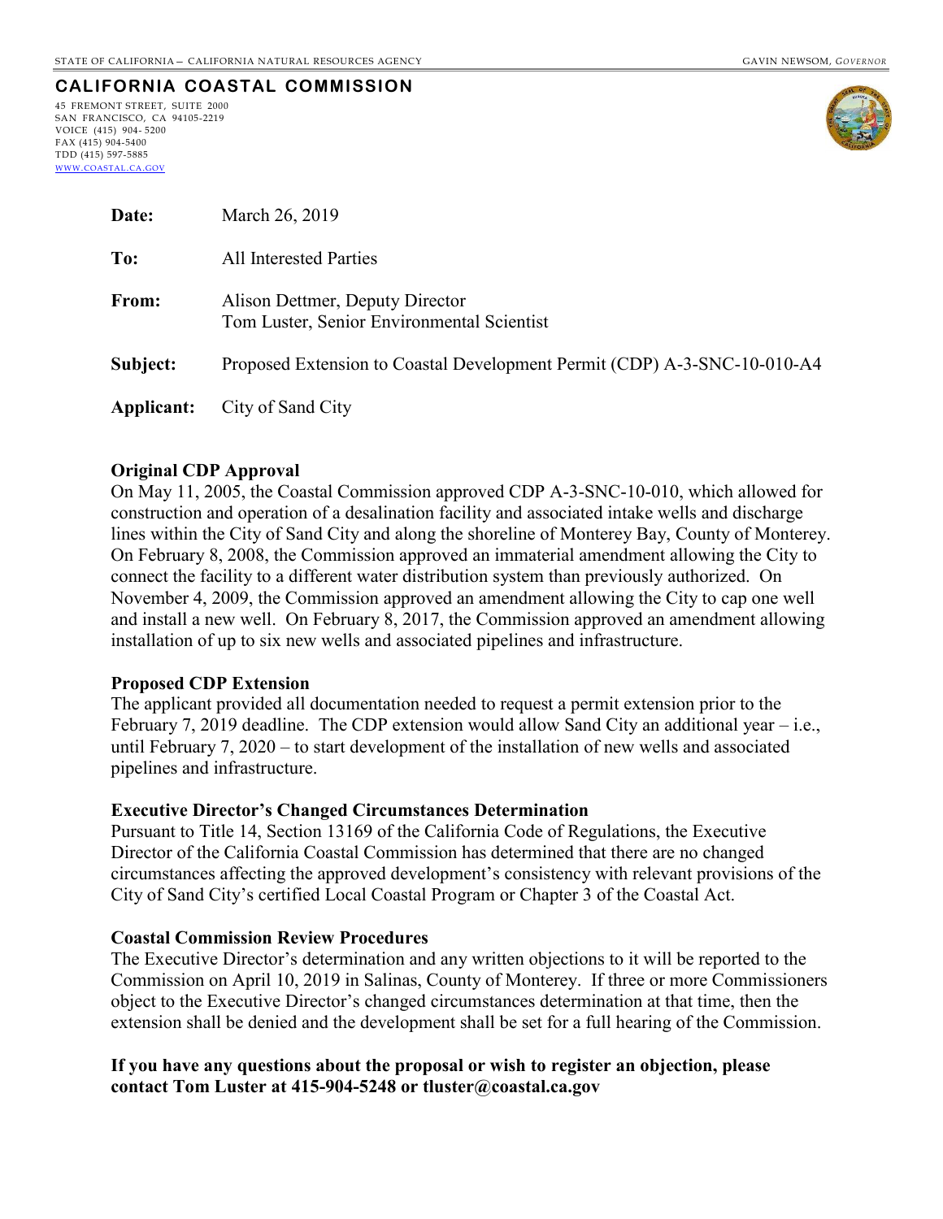STATE OF CALIFORNIA – CALIFORNIA NATURAL RESOURCES AGENCY GAVIN NEWSOM, *GOVERNOR*

**CALIFORNIA COASTAL COMMISSION**

45 FREMONT STREET, SUITE 2000
SAN FRANCISCO, CA 94105-2219
VOICE (415) 904- 5200
FAX (415) 904-5400
TDD (415) 597-5885
WWW.COASTAL.CA.GOV

| | |
|---|---|
| **Date:** | March 26, 2019 |
| **To:** | All Interested Parties |
| **From:** | Alison Dettmer, Deputy Director<br>Tom Luster, Senior Environmental Scientist |
| **Subject:** | Proposed Extension to Coastal Development Permit (CDP) A-3-SNC-10-010-A4 |
| **Applicant:** | City of Sand City |

**Original CDP Approval**

On May 11, 2005, the Coastal Commission approved CDP A-3-SNC-10-010, which allowed for construction and operation of a desalination facility and associated intake wells and discharge lines within the City of Sand City and along the shoreline of Monterey Bay, County of Monterey. On February 8, 2008, the Commission approved an immaterial amendment allowing the City to connect the facility to a different water distribution system than previously authorized. On November 4, 2009, the Commission approved an amendment allowing the City to cap one well and install a new well. On February 8, 2017, the Commission approved an amendment allowing installation of up to six new wells and associated pipelines and infrastructure.

**Proposed CDP Extension**

The applicant provided all documentation needed to request a permit extension prior to the February 7, 2019 deadline. The CDP extension would allow Sand City an additional year – i.e., until February 7, 2020 – to start development of the installation of new wells and associated pipelines and infrastructure.

**Executive Director's Changed Circumstances Determination**

Pursuant to Title 14, Section 13169 of the California Code of Regulations, the Executive Director of the California Coastal Commission has determined that there are no changed circumstances affecting the approved development's consistency with relevant provisions of the City of Sand City's certified Local Coastal Program or Chapter 3 of the Coastal Act.

**Coastal Commission Review Procedures**

The Executive Director's determination and any written objections to it will be reported to the Commission on April 10, 2019 in Salinas, County of Monterey. If three or more Commissioners object to the Executive Director's changed circumstances determination at that time, then the extension shall be denied and the development shall be set for a full hearing of the Commission.

**If you have any questions about the proposal or wish to register an objection, please contact Tom Luster at 415-904-5248 or tluster@coastal.ca.gov**